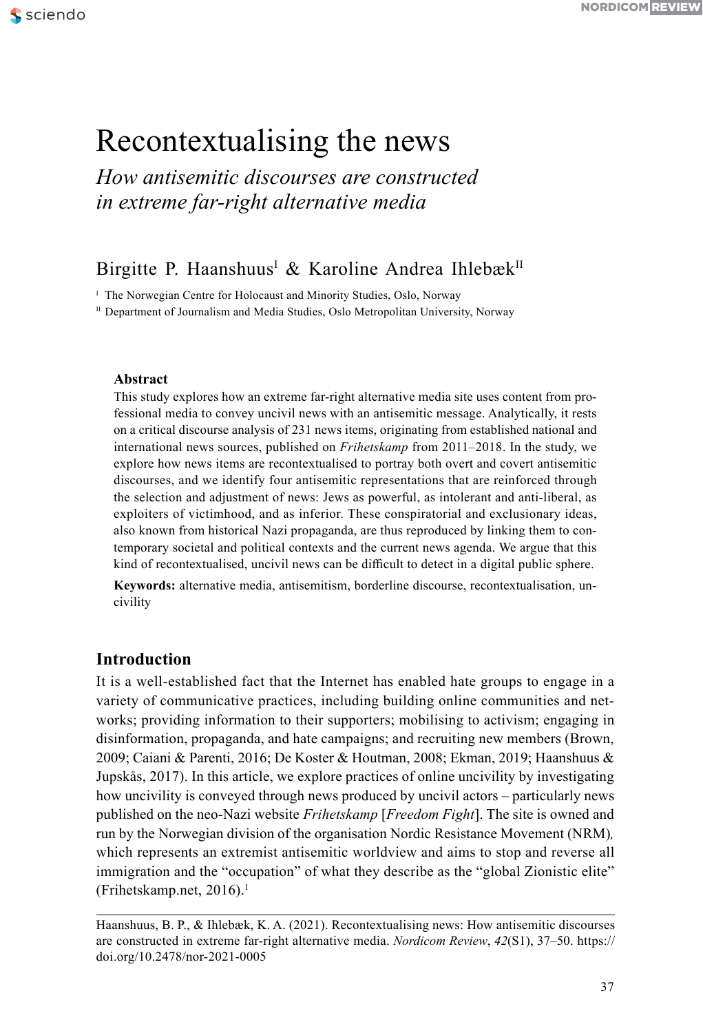# Recontextualising the news

*How antisemitic discourses are constructed in extreme far-right alternative media*

Birgitte P. Haanshuus[I] & Karoline Andrea Ihlebæk[II]

[I] The Norwegian Centre for Holocaust and Minority Studies, Oslo, Norway

[II] Department of Journalism and Media Studies, Oslo Metropolitan University, Norway

**Abstract**

This study explores how an extreme far-right alternative media site uses content from professional media to convey uncivil news with an antisemitic message. Analytically, it rests on a critical discourse analysis of 231 news items, originating from established national and international news sources, published on *Frihetskamp* from 2011–2018. In the study, we explore how news items are recontextualised to portray both overt and covert antisemitic discourses, and we identify four antisemitic representations that are reinforced through the selection and adjustment of news: Jews as powerful, as intolerant and anti-liberal, as exploiters of victimhood, and as inferior. These conspiratorial and exclusionary ideas, also known from historical Nazi propaganda, are thus reproduced by linking them to contemporary societal and political contexts and the current news agenda. We argue that this kind of recontextualised, uncivil news can be difficult to detect in a digital public sphere.

**Keywords:** alternative media, antisemitism, borderline discourse, recontextualisation, uncivility

## Introduction

It is a well-established fact that the Internet has enabled hate groups to engage in a variety of communicative practices, including building online communities and networks; providing information to their supporters; mobilising to activism; engaging in disinformation, propaganda, and hate campaigns; and recruiting new members (Brown, 2009; Caiani & Parenti, 2016; De Koster & Houtman, 2008; Ekman, 2019; Haanshuus & Jupskås, 2017). In this article, we explore practices of online uncivility by investigating how uncivility is conveyed through news produced by uncivil actors – particularly news published on the neo-Nazi website *Frihetskamp* [*Freedom Fight*]. The site is owned and run by the Norwegian division of the organisation Nordic Resistance Movement (NRM), which represents an extremist antisemitic worldview and aims to stop and reverse all immigration and the "occupation" of what they describe as the "global Zionistic elite" (Frihetskamp.net, 2016).[1]

Haanshuus, B. P., & Ihlebæk, K. A. (2021). Recontextualising news: How antisemitic discourses are constructed in extreme far-right alternative media. *Nordicom Review*, *42*(S1), 37–50. https://doi.org/10.2478/nor-2021-0005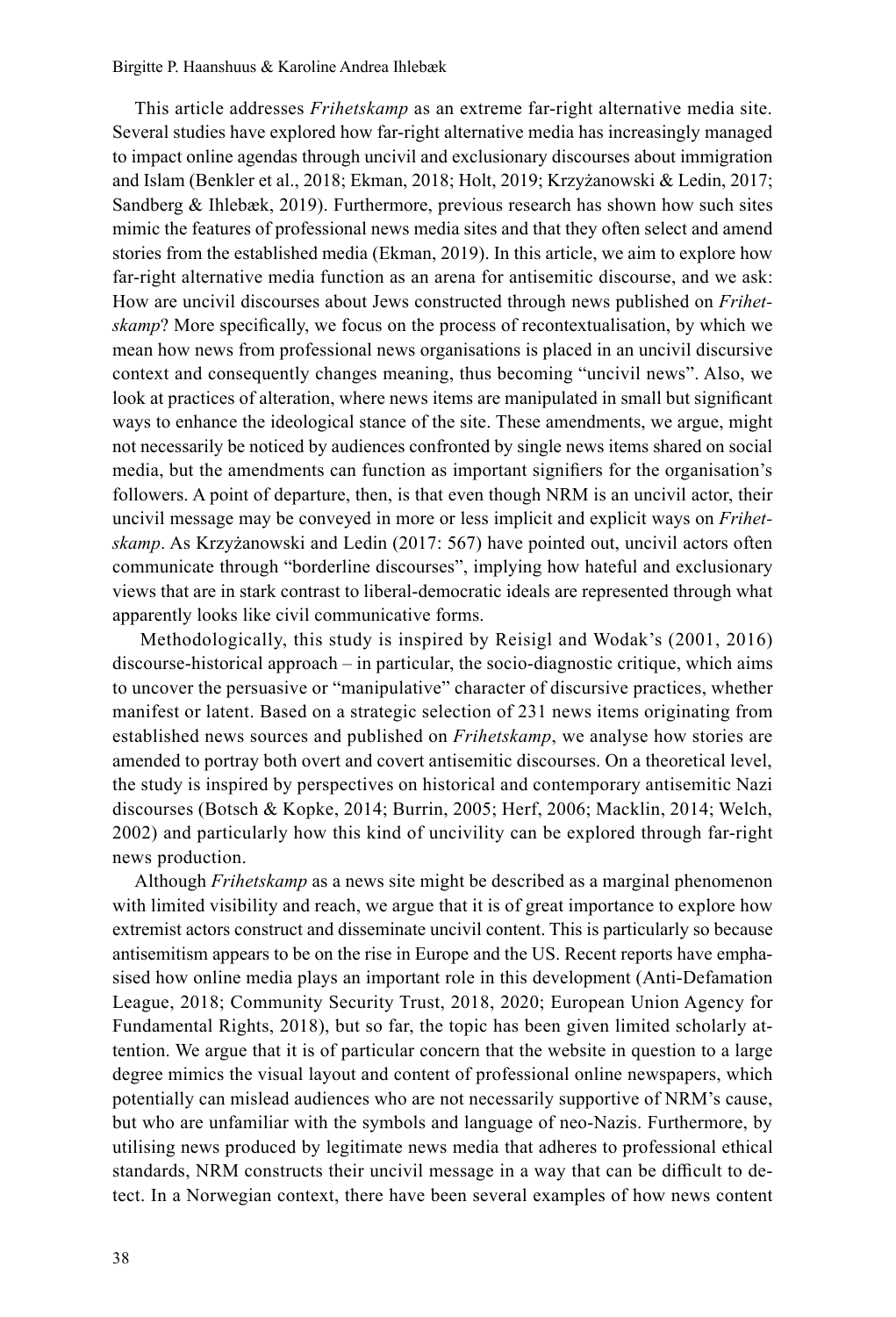This article addresses *Frihetskamp* as an extreme far-right alternative media site. Several studies have explored how far-right alternative media has increasingly managed to impact online agendas through uncivil and exclusionary discourses about immigration and Islam (Benkler et al., 2018; Ekman, 2018; Holt, 2019; Krzyżanowski & Ledin, 2017; Sandberg & Ihlebæk, 2019). Furthermore, previous research has shown how such sites mimic the features of professional news media sites and that they often select and amend stories from the established media (Ekman, 2019). In this article, we aim to explore how far-right alternative media function as an arena for antisemitic discourse, and we ask: How are uncivil discourses about Jews constructed through news published on *Frihetskamp*? More specifically, we focus on the process of recontextualisation, by which we mean how news from professional news organisations is placed in an uncivil discursive context and consequently changes meaning, thus becoming "uncivil news". Also, we look at practices of alteration, where news items are manipulated in small but significant ways to enhance the ideological stance of the site. These amendments, we argue, might not necessarily be noticed by audiences confronted by single news items shared on social media, but the amendments can function as important signifiers for the organisation's followers. A point of departure, then, is that even though NRM is an uncivil actor, their uncivil message may be conveyed in more or less implicit and explicit ways on *Frihetskamp*. As Krzyżanowski and Ledin (2017: 567) have pointed out, uncivil actors often communicate through "borderline discourses", implying how hateful and exclusionary views that are in stark contrast to liberal-democratic ideals are represented through what apparently looks like civil communicative forms.

Methodologically, this study is inspired by Reisigl and Wodak's (2001, 2016) discourse-historical approach – in particular, the socio-diagnostic critique, which aims to uncover the persuasive or "manipulative" character of discursive practices, whether manifest or latent. Based on a strategic selection of 231 news items originating from established news sources and published on *Frihetskamp*, we analyse how stories are amended to portray both overt and covert antisemitic discourses. On a theoretical level, the study is inspired by perspectives on historical and contemporary antisemitic Nazi discourses (Botsch & Kopke, 2014; Burrin, 2005; Herf, 2006; Macklin, 2014; Welch, 2002) and particularly how this kind of uncivility can be explored through far-right news production.

Although *Frihetskamp* as a news site might be described as a marginal phenomenon with limited visibility and reach, we argue that it is of great importance to explore how extremist actors construct and disseminate uncivil content. This is particularly so because antisemitism appears to be on the rise in Europe and the US. Recent reports have emphasised how online media plays an important role in this development (Anti-Defamation League, 2018; Community Security Trust, 2018, 2020; European Union Agency for Fundamental Rights, 2018), but so far, the topic has been given limited scholarly attention. We argue that it is of particular concern that the website in question to a large degree mimics the visual layout and content of professional online newspapers, which potentially can mislead audiences who are not necessarily supportive of NRM's cause, but who are unfamiliar with the symbols and language of neo-Nazis. Furthermore, by utilising news produced by legitimate news media that adheres to professional ethical standards, NRM constructs their uncivil message in a way that can be difficult to detect. In a Norwegian context, there have been several examples of how news content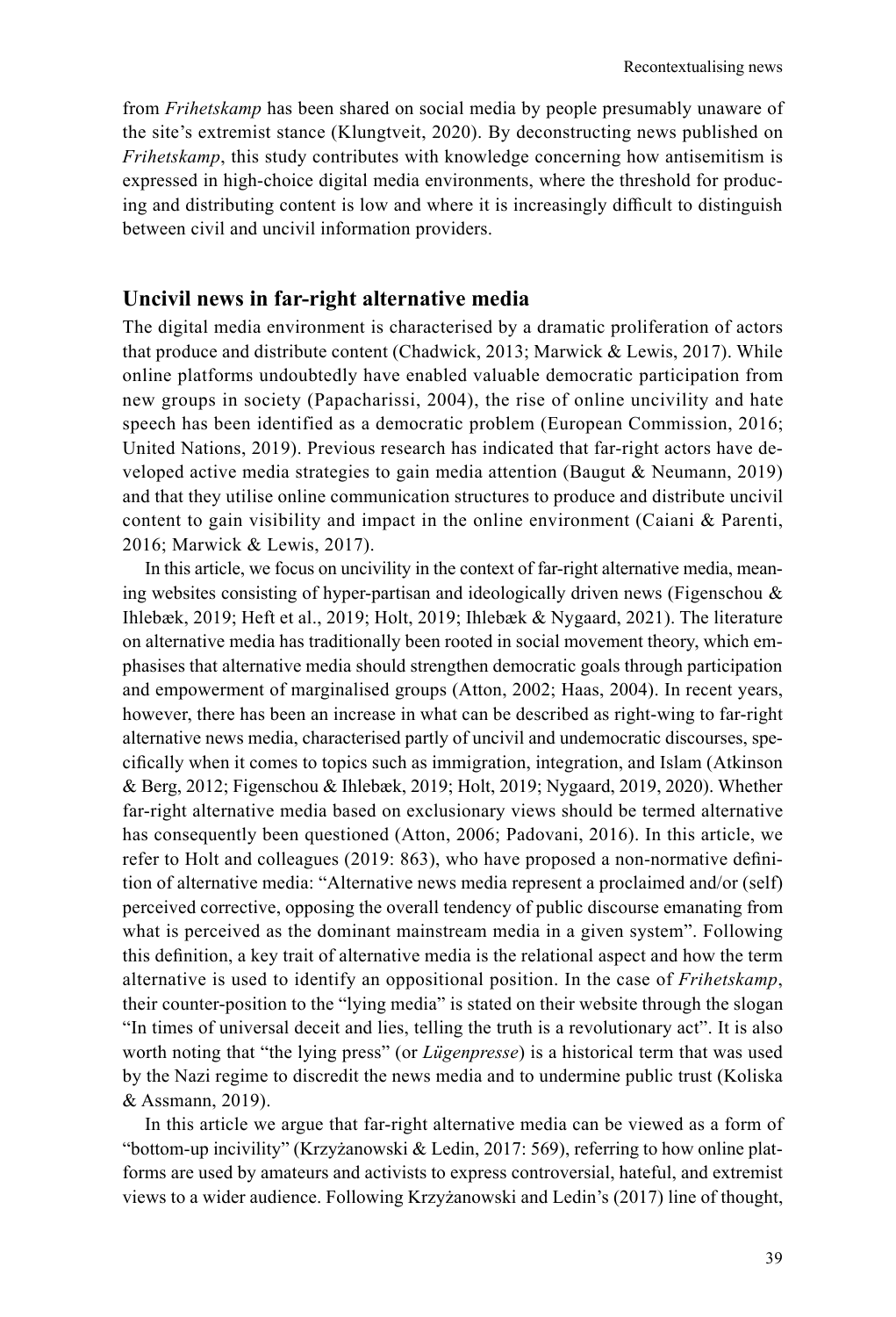from *Frihetskamp* has been shared on social media by people presumably unaware of the site's extremist stance (Klungtveit, 2020). By deconstructing news published on *Frihetskamp*, this study contributes with knowledge concerning how antisemitism is expressed in high-choice digital media environments, where the threshold for producing and distributing content is low and where it is increasingly difficult to distinguish between civil and uncivil information providers.

## Uncivil news in far-right alternative media

The digital media environment is characterised by a dramatic proliferation of actors that produce and distribute content (Chadwick, 2013; Marwick & Lewis, 2017). While online platforms undoubtedly have enabled valuable democratic participation from new groups in society (Papacharissi, 2004), the rise of online uncivility and hate speech has been identified as a democratic problem (European Commission, 2016; United Nations, 2019). Previous research has indicated that far-right actors have developed active media strategies to gain media attention (Baugut & Neumann, 2019) and that they utilise online communication structures to produce and distribute uncivil content to gain visibility and impact in the online environment (Caiani & Parenti, 2016; Marwick & Lewis, 2017).

In this article, we focus on uncivility in the context of far-right alternative media, meaning websites consisting of hyper-partisan and ideologically driven news (Figenschou & Ihlebæk, 2019; Heft et al., 2019; Holt, 2019; Ihlebæk & Nygaard, 2021). The literature on alternative media has traditionally been rooted in social movement theory, which emphasises that alternative media should strengthen democratic goals through participation and empowerment of marginalised groups (Atton, 2002; Haas, 2004). In recent years, however, there has been an increase in what can be described as right-wing to far-right alternative news media, characterised partly of uncivil and undemocratic discourses, specifically when it comes to topics such as immigration, integration, and Islam (Atkinson & Berg, 2012; Figenschou & Ihlebæk, 2019; Holt, 2019; Nygaard, 2019, 2020). Whether far-right alternative media based on exclusionary views should be termed alternative has consequently been questioned (Atton, 2006; Padovani, 2016). In this article, we refer to Holt and colleagues (2019: 863), who have proposed a non-normative definition of alternative media: "Alternative news media represent a proclaimed and/or (self) perceived corrective, opposing the overall tendency of public discourse emanating from what is perceived as the dominant mainstream media in a given system". Following this definition, a key trait of alternative media is the relational aspect and how the term alternative is used to identify an oppositional position. In the case of *Frihetskamp*, their counter-position to the "lying media" is stated on their website through the slogan "In times of universal deceit and lies, telling the truth is a revolutionary act". It is also worth noting that "the lying press" (or *Lügenpresse*) is a historical term that was used by the Nazi regime to discredit the news media and to undermine public trust (Koliska & Assmann, 2019).

In this article we argue that far-right alternative media can be viewed as a form of "bottom-up incivility" (Krzyżanowski & Ledin, 2017: 569), referring to how online platforms are used by amateurs and activists to express controversial, hateful, and extremist views to a wider audience. Following Krzyżanowski and Ledin's (2017) line of thought,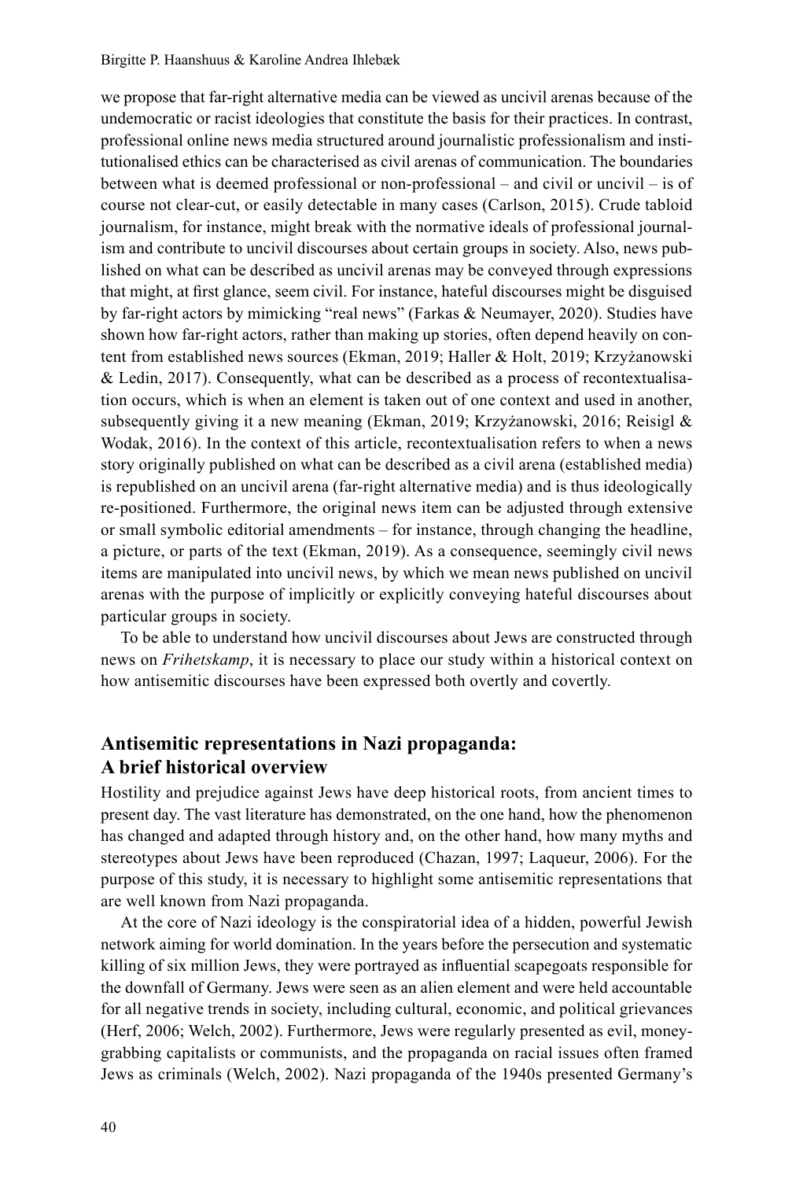we propose that far-right alternative media can be viewed as uncivil arenas because of the undemocratic or racist ideologies that constitute the basis for their practices. In contrast, professional online news media structured around journalistic professionalism and institutionalised ethics can be characterised as civil arenas of communication. The boundaries between what is deemed professional or non-professional – and civil or uncivil – is of course not clear-cut, or easily detectable in many cases (Carlson, 2015). Crude tabloid journalism, for instance, might break with the normative ideals of professional journalism and contribute to uncivil discourses about certain groups in society. Also, news published on what can be described as uncivil arenas may be conveyed through expressions that might, at first glance, seem civil. For instance, hateful discourses might be disguised by far-right actors by mimicking "real news" (Farkas & Neumayer, 2020). Studies have shown how far-right actors, rather than making up stories, often depend heavily on content from established news sources (Ekman, 2019; Haller & Holt, 2019; Krzyżanowski & Ledin, 2017). Consequently, what can be described as a process of recontextualisation occurs, which is when an element is taken out of one context and used in another, subsequently giving it a new meaning (Ekman, 2019; Krzyżanowski, 2016; Reisigl & Wodak, 2016). In the context of this article, recontextualisation refers to when a news story originally published on what can be described as a civil arena (established media) is republished on an uncivil arena (far-right alternative media) and is thus ideologically re-positioned. Furthermore, the original news item can be adjusted through extensive or small symbolic editorial amendments – for instance, through changing the headline, a picture, or parts of the text (Ekman, 2019). As a consequence, seemingly civil news items are manipulated into uncivil news, by which we mean news published on uncivil arenas with the purpose of implicitly or explicitly conveying hateful discourses about particular groups in society.

To be able to understand how uncivil discourses about Jews are constructed through news on *Frihetskamp*, it is necessary to place our study within a historical context on how antisemitic discourses have been expressed both overtly and covertly.

## Antisemitic representations in Nazi propaganda: A brief historical overview

Hostility and prejudice against Jews have deep historical roots, from ancient times to present day. The vast literature has demonstrated, on the one hand, how the phenomenon has changed and adapted through history and, on the other hand, how many myths and stereotypes about Jews have been reproduced (Chazan, 1997; Laqueur, 2006). For the purpose of this study, it is necessary to highlight some antisemitic representations that are well known from Nazi propaganda.

At the core of Nazi ideology is the conspiratorial idea of a hidden, powerful Jewish network aiming for world domination. In the years before the persecution and systematic killing of six million Jews, they were portrayed as influential scapegoats responsible for the downfall of Germany. Jews were seen as an alien element and were held accountable for all negative trends in society, including cultural, economic, and political grievances (Herf, 2006; Welch, 2002). Furthermore, Jews were regularly presented as evil, money-grabbing capitalists or communists, and the propaganda on racial issues often framed Jews as criminals (Welch, 2002). Nazi propaganda of the 1940s presented Germany's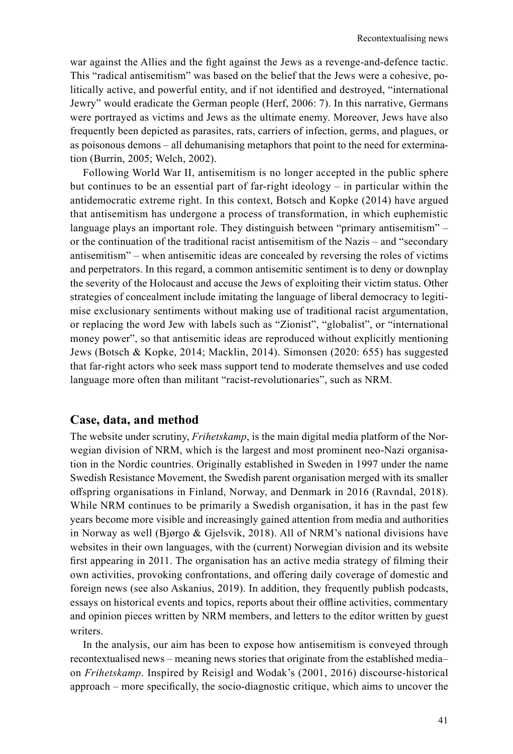war against the Allies and the fight against the Jews as a revenge-and-defence tactic. This "radical antisemitism" was based on the belief that the Jews were a cohesive, politically active, and powerful entity, and if not identified and destroyed, "international Jewry" would eradicate the German people (Herf, 2006: 7). In this narrative, Germans were portrayed as victims and Jews as the ultimate enemy. Moreover, Jews have also frequently been depicted as parasites, rats, carriers of infection, germs, and plagues, or as poisonous demons – all dehumanising metaphors that point to the need for extermination (Burrin, 2005; Welch, 2002).

Following World War II, antisemitism is no longer accepted in the public sphere but continues to be an essential part of far-right ideology – in particular within the antidemocratic extreme right. In this context, Botsch and Kopke (2014) have argued that antisemitism has undergone a process of transformation, in which euphemistic language plays an important role. They distinguish between "primary antisemitism" – or the continuation of the traditional racist antisemitism of the Nazis – and "secondary antisemitism" – when antisemitic ideas are concealed by reversing the roles of victims and perpetrators. In this regard, a common antisemitic sentiment is to deny or downplay the severity of the Holocaust and accuse the Jews of exploiting their victim status. Other strategies of concealment include imitating the language of liberal democracy to legitimise exclusionary sentiments without making use of traditional racist argumentation, or replacing the word Jew with labels such as "Zionist", "globalist", or "international money power", so that antisemitic ideas are reproduced without explicitly mentioning Jews (Botsch & Kopke, 2014; Macklin, 2014). Simonsen (2020: 655) has suggested that far-right actors who seek mass support tend to moderate themselves and use coded language more often than militant "racist-revolutionaries", such as NRM.

## Case, data, and method

The website under scrutiny, *Frihetskamp*, is the main digital media platform of the Norwegian division of NRM, which is the largest and most prominent neo-Nazi organisation in the Nordic countries. Originally established in Sweden in 1997 under the name Swedish Resistance Movement, the Swedish parent organisation merged with its smaller offspring organisations in Finland, Norway, and Denmark in 2016 (Ravndal, 2018). While NRM continues to be primarily a Swedish organisation, it has in the past few years become more visible and increasingly gained attention from media and authorities in Norway as well (Bjørgo & Gjelsvik, 2018). All of NRM's national divisions have websites in their own languages, with the (current) Norwegian division and its website first appearing in 2011. The organisation has an active media strategy of filming their own activities, provoking confrontations, and offering daily coverage of domestic and foreign news (see also Askanius, 2019). In addition, they frequently publish podcasts, essays on historical events and topics, reports about their offline activities, commentary and opinion pieces written by NRM members, and letters to the editor written by guest writers.

In the analysis, our aim has been to expose how antisemitism is conveyed through recontextualised news – meaning news stories that originate from the established media– on *Frihetskamp*. Inspired by Reisigl and Wodak's (2001, 2016) discourse-historical approach – more specifically, the socio-diagnostic critique, which aims to uncover the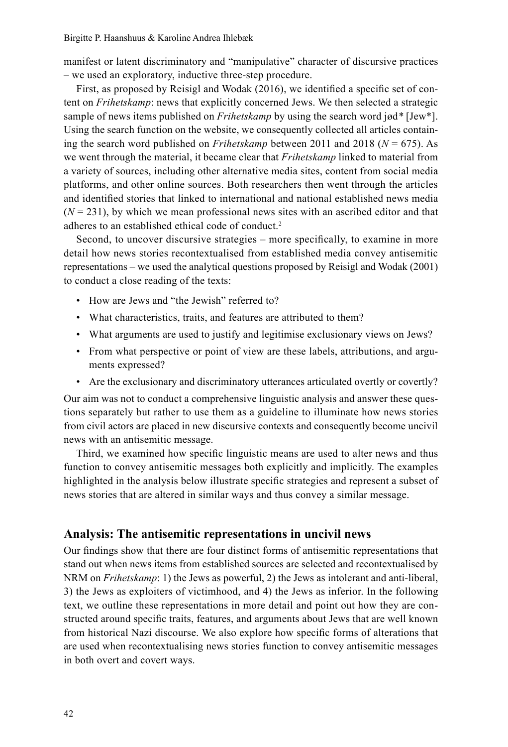manifest or latent discriminatory and "manipulative" character of discursive practices – we used an exploratory, inductive three-step procedure.

First, as proposed by Reisigl and Wodak (2016), we identified a specific set of content on *Frihetskamp*: news that explicitly concerned Jews. We then selected a strategic sample of news items published on *Frihetskamp* by using the search word jød* [Jew*]. Using the search function on the website, we consequently collected all articles containing the search word published on *Frihetskamp* between 2011 and 2018 ($N = 675$). As we went through the material, it became clear that *Frihetskamp* linked to material from a variety of sources, including other alternative media sites, content from social media platforms, and other online sources. Both researchers then went through the articles and identified stories that linked to international and national established news media ($N = 231$), by which we mean professional news sites with an ascribed editor and that adheres to an established ethical code of conduct.[2]

Second, to uncover discursive strategies – more specifically, to examine in more detail how news stories recontextualised from established media convey antisemitic representations – we used the analytical questions proposed by Reisigl and Wodak (2001) to conduct a close reading of the texts:

- How are Jews and "the Jewish" referred to?
- What characteristics, traits, and features are attributed to them?
- What arguments are used to justify and legitimise exclusionary views on Jews?
- From what perspective or point of view are these labels, attributions, and arguments expressed?
- Are the exclusionary and discriminatory utterances articulated overtly or covertly?

Our aim was not to conduct a comprehensive linguistic analysis and answer these questions separately but rather to use them as a guideline to illuminate how news stories from civil actors are placed in new discursive contexts and consequently become uncivil news with an antisemitic message.

Third, we examined how specific linguistic means are used to alter news and thus function to convey antisemitic messages both explicitly and implicitly. The examples highlighted in the analysis below illustrate specific strategies and represent a subset of news stories that are altered in similar ways and thus convey a similar message.

## Analysis: The antisemitic representations in uncivil news

Our findings show that there are four distinct forms of antisemitic representations that stand out when news items from established sources are selected and recontextualised by NRM on *Frihetskamp*: 1) the Jews as powerful, 2) the Jews as intolerant and anti-liberal, 3) the Jews as exploiters of victimhood, and 4) the Jews as inferior. In the following text, we outline these representations in more detail and point out how they are constructed around specific traits, features, and arguments about Jews that are well known from historical Nazi discourse. We also explore how specific forms of alterations that are used when recontextualising news stories function to convey antisemitic messages in both overt and covert ways.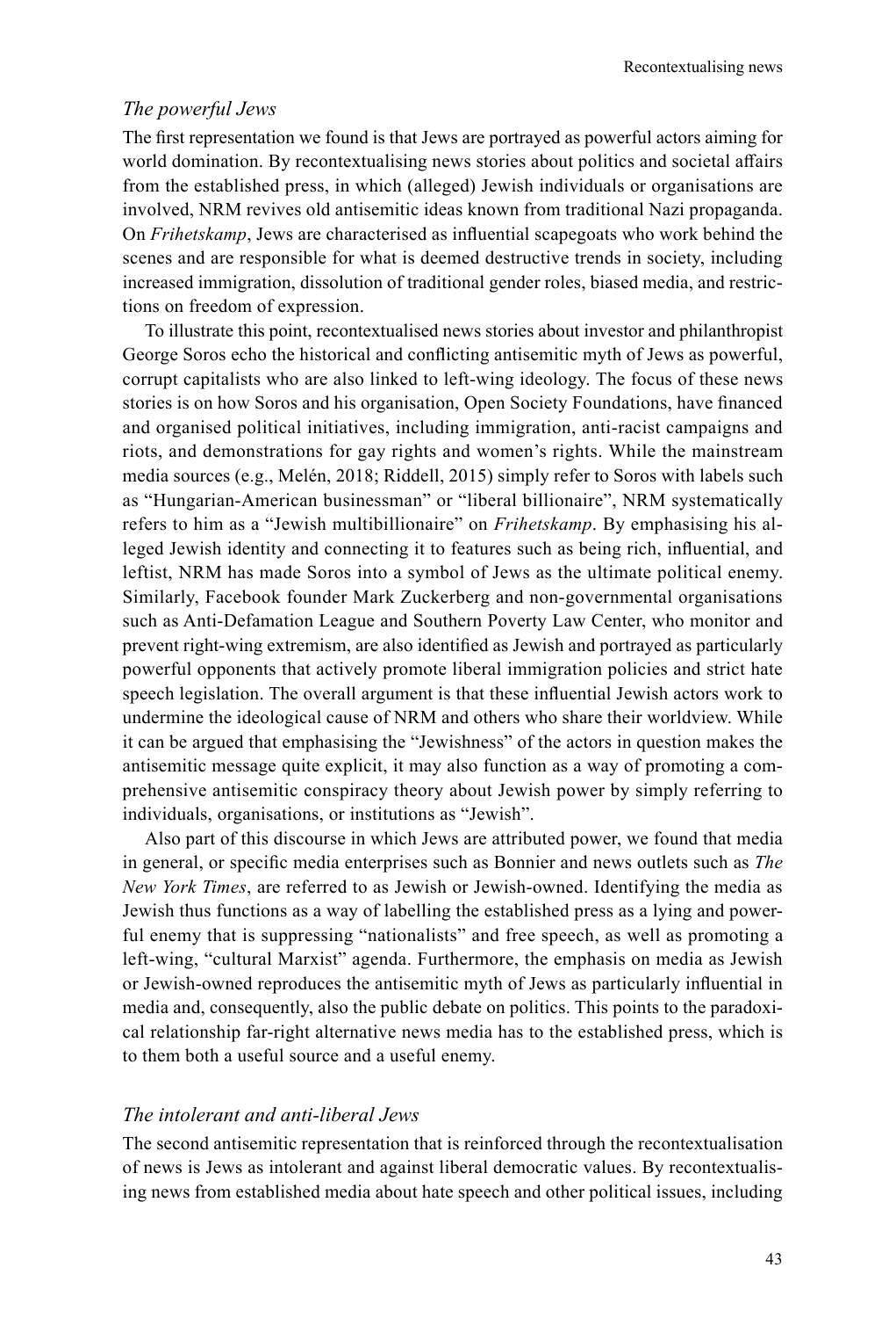### *The powerful Jews*

The first representation we found is that Jews are portrayed as powerful actors aiming for world domination. By recontextualising news stories about politics and societal affairs from the established press, in which (alleged) Jewish individuals or organisations are involved, NRM revives old antisemitic ideas known from traditional Nazi propaganda. On *Frihetskamp*, Jews are characterised as influential scapegoats who work behind the scenes and are responsible for what is deemed destructive trends in society, including increased immigration, dissolution of traditional gender roles, biased media, and restrictions on freedom of expression.

To illustrate this point, recontextualised news stories about investor and philanthropist George Soros echo the historical and conflicting antisemitic myth of Jews as powerful, corrupt capitalists who are also linked to left-wing ideology. The focus of these news stories is on how Soros and his organisation, Open Society Foundations, have financed and organised political initiatives, including immigration, anti-racist campaigns and riots, and demonstrations for gay rights and women's rights. While the mainstream media sources (e.g., Melén, 2018; Riddell, 2015) simply refer to Soros with labels such as "Hungarian-American businessman" or "liberal billionaire", NRM systematically refers to him as a "Jewish multibillionaire" on *Frihetskamp*. By emphasising his alleged Jewish identity and connecting it to features such as being rich, influential, and leftist, NRM has made Soros into a symbol of Jews as the ultimate political enemy. Similarly, Facebook founder Mark Zuckerberg and non-governmental organisations such as Anti-Defamation League and Southern Poverty Law Center, who monitor and prevent right-wing extremism, are also identified as Jewish and portrayed as particularly powerful opponents that actively promote liberal immigration policies and strict hate speech legislation. The overall argument is that these influential Jewish actors work to undermine the ideological cause of NRM and others who share their worldview. While it can be argued that emphasising the "Jewishness" of the actors in question makes the antisemitic message quite explicit, it may also function as a way of promoting a comprehensive antisemitic conspiracy theory about Jewish power by simply referring to individuals, organisations, or institutions as "Jewish".

Also part of this discourse in which Jews are attributed power, we found that media in general, or specific media enterprises such as Bonnier and news outlets such as *The New York Times*, are referred to as Jewish or Jewish-owned. Identifying the media as Jewish thus functions as a way of labelling the established press as a lying and powerful enemy that is suppressing "nationalists" and free speech, as well as promoting a left-wing, "cultural Marxist" agenda. Furthermore, the emphasis on media as Jewish or Jewish-owned reproduces the antisemitic myth of Jews as particularly influential in media and, consequently, also the public debate on politics. This points to the paradoxical relationship far-right alternative news media has to the established press, which is to them both a useful source and a useful enemy.

### *The intolerant and anti-liberal Jews*

The second antisemitic representation that is reinforced through the recontextualisation of news is Jews as intolerant and against liberal democratic values. By recontextualising news from established media about hate speech and other political issues, including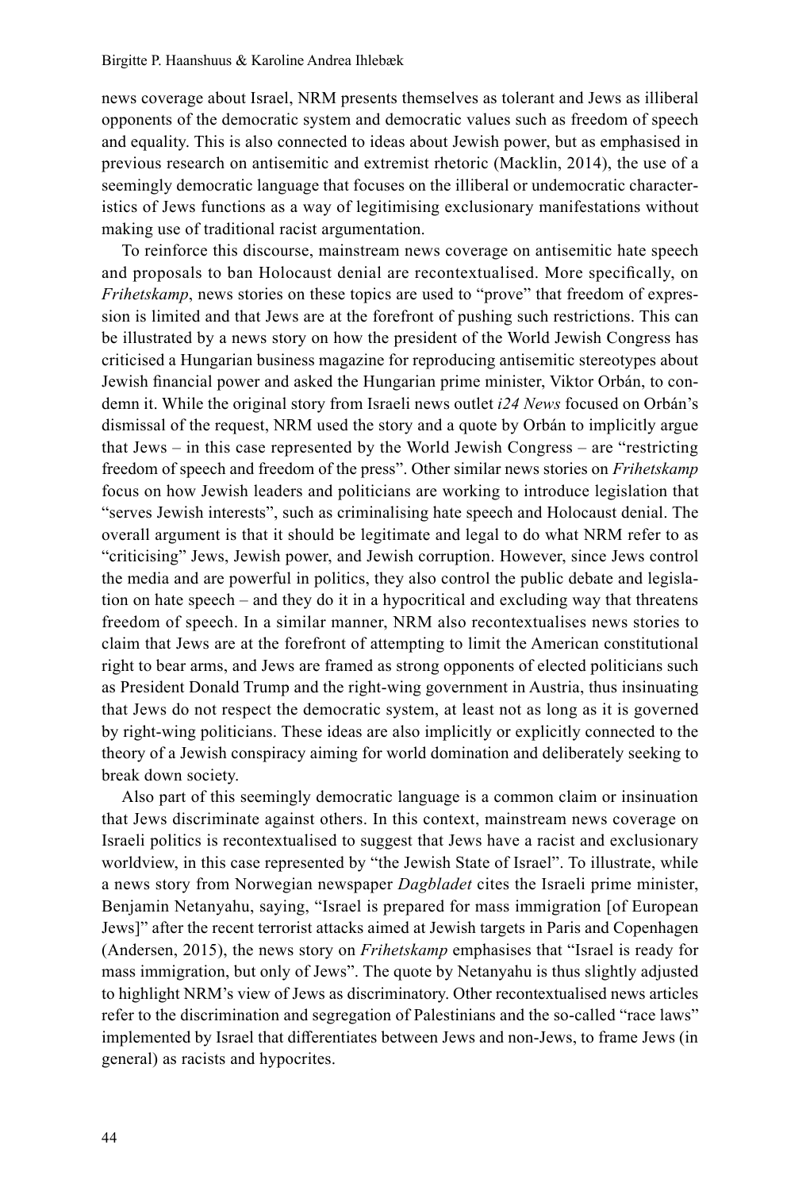news coverage about Israel, NRM presents themselves as tolerant and Jews as illiberal opponents of the democratic system and democratic values such as freedom of speech and equality. This is also connected to ideas about Jewish power, but as emphasised in previous research on antisemitic and extremist rhetoric (Macklin, 2014), the use of a seemingly democratic language that focuses on the illiberal or undemocratic characteristics of Jews functions as a way of legitimising exclusionary manifestations without making use of traditional racist argumentation.

To reinforce this discourse, mainstream news coverage on antisemitic hate speech and proposals to ban Holocaust denial are recontextualised. More specifically, on *Frihetskamp*, news stories on these topics are used to "prove" that freedom of expression is limited and that Jews are at the forefront of pushing such restrictions. This can be illustrated by a news story on how the president of the World Jewish Congress has criticised a Hungarian business magazine for reproducing antisemitic stereotypes about Jewish financial power and asked the Hungarian prime minister, Viktor Orbán, to condemn it. While the original story from Israeli news outlet *i24 News* focused on Orbán's dismissal of the request, NRM used the story and a quote by Orbán to implicitly argue that Jews – in this case represented by the World Jewish Congress – are "restricting freedom of speech and freedom of the press". Other similar news stories on *Frihetskamp* focus on how Jewish leaders and politicians are working to introduce legislation that "serves Jewish interests", such as criminalising hate speech and Holocaust denial. The overall argument is that it should be legitimate and legal to do what NRM refer to as "criticising" Jews, Jewish power, and Jewish corruption. However, since Jews control the media and are powerful in politics, they also control the public debate and legislation on hate speech – and they do it in a hypocritical and excluding way that threatens freedom of speech. In a similar manner, NRM also recontextualises news stories to claim that Jews are at the forefront of attempting to limit the American constitutional right to bear arms, and Jews are framed as strong opponents of elected politicians such as President Donald Trump and the right-wing government in Austria, thus insinuating that Jews do not respect the democratic system, at least not as long as it is governed by right-wing politicians. These ideas are also implicitly or explicitly connected to the theory of a Jewish conspiracy aiming for world domination and deliberately seeking to break down society.

Also part of this seemingly democratic language is a common claim or insinuation that Jews discriminate against others. In this context, mainstream news coverage on Israeli politics is recontextualised to suggest that Jews have a racist and exclusionary worldview, in this case represented by "the Jewish State of Israel". To illustrate, while a news story from Norwegian newspaper *Dagbladet* cites the Israeli prime minister, Benjamin Netanyahu, saying, "Israel is prepared for mass immigration [of European Jews]" after the recent terrorist attacks aimed at Jewish targets in Paris and Copenhagen (Andersen, 2015), the news story on *Frihetskamp* emphasises that "Israel is ready for mass immigration, but only of Jews". The quote by Netanyahu is thus slightly adjusted to highlight NRM's view of Jews as discriminatory. Other recontextualised news articles refer to the discrimination and segregation of Palestinians and the so-called "race laws" implemented by Israel that differentiates between Jews and non-Jews, to frame Jews (in general) as racists and hypocrites.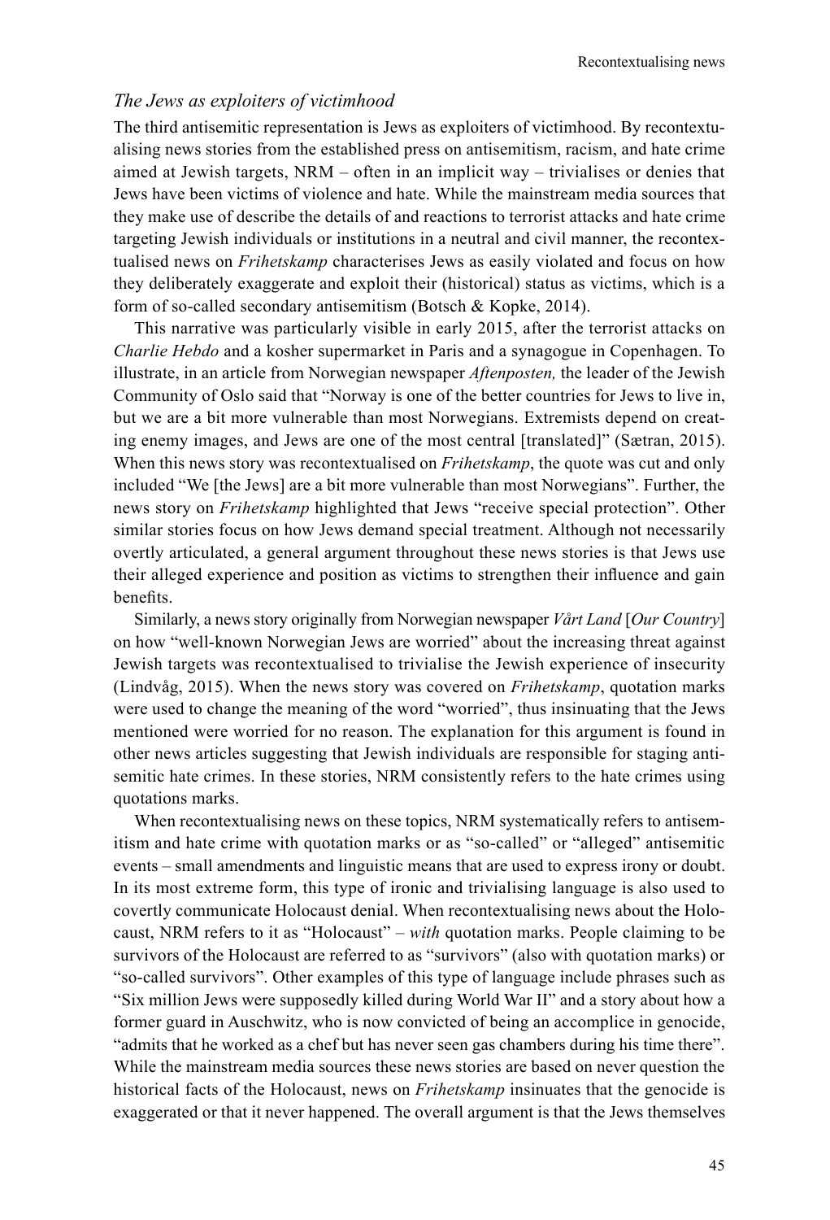### *The Jews as exploiters of victimhood*

The third antisemitic representation is Jews as exploiters of victimhood. By recontextualising news stories from the established press on antisemitism, racism, and hate crime aimed at Jewish targets, NRM – often in an implicit way – trivialises or denies that Jews have been victims of violence and hate. While the mainstream media sources that they make use of describe the details of and reactions to terrorist attacks and hate crime targeting Jewish individuals or institutions in a neutral and civil manner, the recontextualised news on *Frihetskamp* characterises Jews as easily violated and focus on how they deliberately exaggerate and exploit their (historical) status as victims, which is a form of so-called secondary antisemitism (Botsch & Kopke, 2014).

This narrative was particularly visible in early 2015, after the terrorist attacks on *Charlie Hebdo* and a kosher supermarket in Paris and a synagogue in Copenhagen. To illustrate, in an article from Norwegian newspaper *Aftenposten,* the leader of the Jewish Community of Oslo said that "Norway is one of the better countries for Jews to live in, but we are a bit more vulnerable than most Norwegians. Extremists depend on creating enemy images, and Jews are one of the most central [translated]" (Sætran, 2015). When this news story was recontextualised on *Frihetskamp*, the quote was cut and only included "We [the Jews] are a bit more vulnerable than most Norwegians". Further, the news story on *Frihetskamp* highlighted that Jews "receive special protection". Other similar stories focus on how Jews demand special treatment. Although not necessarily overtly articulated, a general argument throughout these news stories is that Jews use their alleged experience and position as victims to strengthen their influence and gain benefits.

Similarly, a news story originally from Norwegian newspaper *Vårt Land* [*Our Country*] on how "well-known Norwegian Jews are worried" about the increasing threat against Jewish targets was recontextualised to trivialise the Jewish experience of insecurity (Lindvåg, 2015). When the news story was covered on *Frihetskamp*, quotation marks were used to change the meaning of the word "worried", thus insinuating that the Jews mentioned were worried for no reason. The explanation for this argument is found in other news articles suggesting that Jewish individuals are responsible for staging antisemitic hate crimes. In these stories, NRM consistently refers to the hate crimes using quotations marks.

When recontextualising news on these topics, NRM systematically refers to antisemitism and hate crime with quotation marks or as "so-called" or "alleged" antisemitic events – small amendments and linguistic means that are used to express irony or doubt. In its most extreme form, this type of ironic and trivialising language is also used to covertly communicate Holocaust denial. When recontextualising news about the Holocaust, NRM refers to it as "Holocaust" – *with* quotation marks. People claiming to be survivors of the Holocaust are referred to as "survivors" (also with quotation marks) or "so-called survivors". Other examples of this type of language include phrases such as "Six million Jews were supposedly killed during World War II" and a story about how a former guard in Auschwitz, who is now convicted of being an accomplice in genocide, "admits that he worked as a chef but has never seen gas chambers during his time there". While the mainstream media sources these news stories are based on never question the historical facts of the Holocaust, news on *Frihetskamp* insinuates that the genocide is exaggerated or that it never happened. The overall argument is that the Jews themselves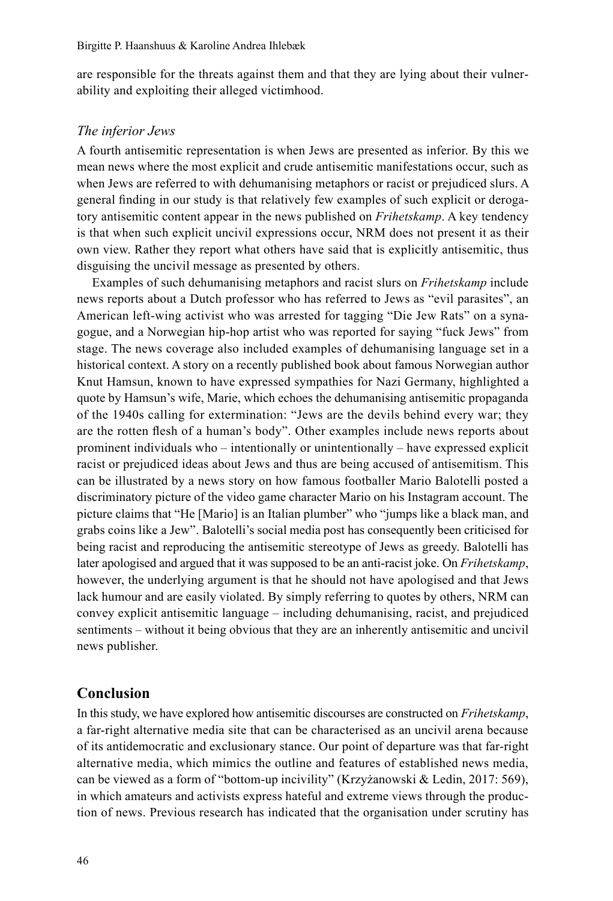are responsible for the threats against them and that they are lying about their vulnerability and exploiting their alleged victimhood.

### *The inferior Jews*

A fourth antisemitic representation is when Jews are presented as inferior. By this we mean news where the most explicit and crude antisemitic manifestations occur, such as when Jews are referred to with dehumanising metaphors or racist or prejudiced slurs. A general finding in our study is that relatively few examples of such explicit or derogatory antisemitic content appear in the news published on *Frihetskamp*. A key tendency is that when such explicit uncivil expressions occur, NRM does not present it as their own view. Rather they report what others have said that is explicitly antisemitic, thus disguising the uncivil message as presented by others.

Examples of such dehumanising metaphors and racist slurs on *Frihetskamp* include news reports about a Dutch professor who has referred to Jews as "evil parasites", an American left-wing activist who was arrested for tagging "Die Jew Rats" on a synagogue, and a Norwegian hip-hop artist who was reported for saying "fuck Jews" from stage. The news coverage also included examples of dehumanising language set in a historical context. A story on a recently published book about famous Norwegian author Knut Hamsun, known to have expressed sympathies for Nazi Germany, highlighted a quote by Hamsun's wife, Marie, which echoes the dehumanising antisemitic propaganda of the 1940s calling for extermination: "Jews are the devils behind every war; they are the rotten flesh of a human's body". Other examples include news reports about prominent individuals who – intentionally or unintentionally – have expressed explicit racist or prejudiced ideas about Jews and thus are being accused of antisemitism. This can be illustrated by a news story on how famous footballer Mario Balotelli posted a discriminatory picture of the video game character Mario on his Instagram account. The picture claims that "He [Mario] is an Italian plumber" who "jumps like a black man, and grabs coins like a Jew". Balotelli's social media post has consequently been criticised for being racist and reproducing the antisemitic stereotype of Jews as greedy. Balotelli has later apologised and argued that it was supposed to be an anti-racist joke. On *Frihetskamp*, however, the underlying argument is that he should not have apologised and that Jews lack humour and are easily violated. By simply referring to quotes by others, NRM can convey explicit antisemitic language – including dehumanising, racist, and prejudiced sentiments – without it being obvious that they are an inherently antisemitic and uncivil news publisher.

## Conclusion

In this study, we have explored how antisemitic discourses are constructed on *Frihetskamp*, a far-right alternative media site that can be characterised as an uncivil arena because of its antidemocratic and exclusionary stance. Our point of departure was that far-right alternative media, which mimics the outline and features of established news media, can be viewed as a form of "bottom-up incivility" (Krzyżanowski & Ledin, 2017: 569), in which amateurs and activists express hateful and extreme views through the production of news. Previous research has indicated that the organisation under scrutiny has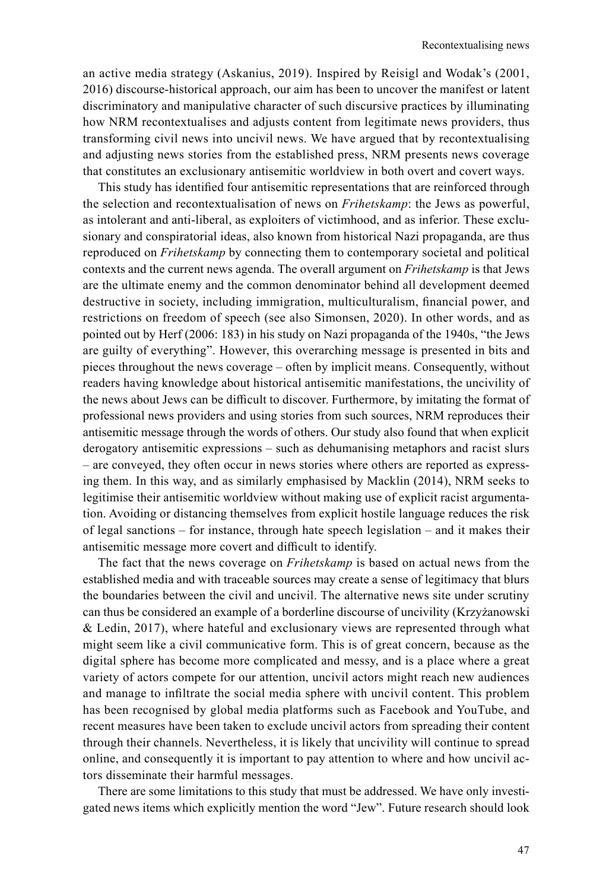an active media strategy (Askanius, 2019). Inspired by Reisigl and Wodak's (2001, 2016) discourse-historical approach, our aim has been to uncover the manifest or latent discriminatory and manipulative character of such discursive practices by illuminating how NRM recontextualises and adjusts content from legitimate news providers, thus transforming civil news into uncivil news. We have argued that by recontextualising and adjusting news stories from the established press, NRM presents news coverage that constitutes an exclusionary antisemitic worldview in both overt and covert ways.

This study has identified four antisemitic representations that are reinforced through the selection and recontextualisation of news on *Frihetskamp*: the Jews as powerful, as intolerant and anti-liberal, as exploiters of victimhood, and as inferior. These exclusionary and conspiratorial ideas, also known from historical Nazi propaganda, are thus reproduced on *Frihetskamp* by connecting them to contemporary societal and political contexts and the current news agenda. The overall argument on *Frihetskamp* is that Jews are the ultimate enemy and the common denominator behind all development deemed destructive in society, including immigration, multiculturalism, financial power, and restrictions on freedom of speech (see also Simonsen, 2020). In other words, and as pointed out by Herf (2006: 183) in his study on Nazi propaganda of the 1940s, "the Jews are guilty of everything". However, this overarching message is presented in bits and pieces throughout the news coverage – often by implicit means. Consequently, without readers having knowledge about historical antisemitic manifestations, the uncivility of the news about Jews can be difficult to discover. Furthermore, by imitating the format of professional news providers and using stories from such sources, NRM reproduces their antisemitic message through the words of others. Our study also found that when explicit derogatory antisemitic expressions – such as dehumanising metaphors and racist slurs – are conveyed, they often occur in news stories where others are reported as expressing them. In this way, and as similarly emphasised by Macklin (2014), NRM seeks to legitimise their antisemitic worldview without making use of explicit racist argumentation. Avoiding or distancing themselves from explicit hostile language reduces the risk of legal sanctions – for instance, through hate speech legislation – and it makes their antisemitic message more covert and difficult to identify.

The fact that the news coverage on *Frihetskamp* is based on actual news from the established media and with traceable sources may create a sense of legitimacy that blurs the boundaries between the civil and uncivil. The alternative news site under scrutiny can thus be considered an example of a borderline discourse of uncivility (Krzyżanowski & Ledin, 2017), where hateful and exclusionary views are represented through what might seem like a civil communicative form. This is of great concern, because as the digital sphere has become more complicated and messy, and is a place where a great variety of actors compete for our attention, uncivil actors might reach new audiences and manage to infiltrate the social media sphere with uncivil content. This problem has been recognised by global media platforms such as Facebook and YouTube, and recent measures have been taken to exclude uncivil actors from spreading their content through their channels. Nevertheless, it is likely that uncivility will continue to spread online, and consequently it is important to pay attention to where and how uncivil actors disseminate their harmful messages.

There are some limitations to this study that must be addressed. We have only investigated news items which explicitly mention the word "Jew". Future research should look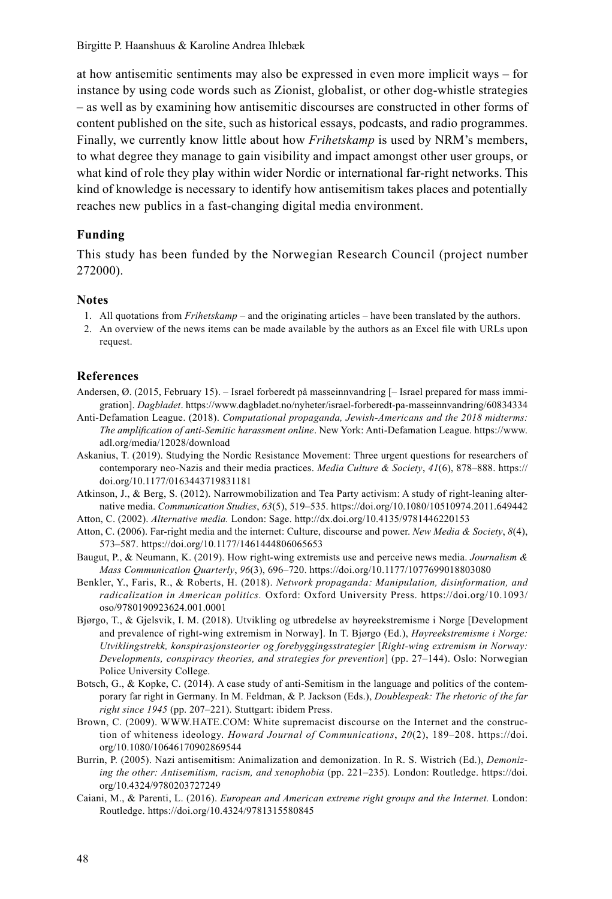at how antisemitic sentiments may also be expressed in even more implicit ways – for instance by using code words such as Zionist, globalist, or other dog-whistle strategies – as well as by examining how antisemitic discourses are constructed in other forms of content published on the site, such as historical essays, podcasts, and radio programmes. Finally, we currently know little about how *Frihetskamp* is used by NRM's members, to what degree they manage to gain visibility and impact amongst other user groups, or what kind of role they play within wider Nordic or international far-right networks. This kind of knowledge is necessary to identify how antisemitism takes places and potentially reaches new publics in a fast-changing digital media environment.

### Funding

This study has been funded by the Norwegian Research Council (project number 272000).

### Notes

1. All quotations from *Frihetskamp* – and the originating articles – have been translated by the authors.
2. An overview of the news items can be made available by the authors as an Excel file with URLs upon request.

### References

Andersen, Ø. (2015, February 15). – Israel forberedt på masseinnvandring [– Israel prepared for mass immigration]. *Dagbladet*. https://www.dagbladet.no/nyheter/israel-forberedt-pa-masseinnvandring/60834334

Anti-Defamation League. (2018). *Computational propaganda, Jewish-Americans and the 2018 midterms: The amplification of anti-Semitic harassment online*. New York: Anti-Defamation League. https://www.adl.org/media/12028/download

Askanius, T. (2019). Studying the Nordic Resistance Movement: Three urgent questions for researchers of contemporary neo-Nazis and their media practices. *Media Culture & Society*, *41*(6), 878–888. https://doi.org/10.1177/0163443719831181

Atkinson, J., & Berg, S. (2012). Narrowmobilization and Tea Party activism: A study of right-leaning alternative media. *Communication Studies*, *63*(5), 519–535. https://doi.org/10.1080/10510974.2011.649442

Atton, C. (2002). *Alternative media.* London: Sage. http://dx.doi.org/10.4135/9781446220153

Atton, C. (2006). Far-right media and the internet: Culture, discourse and power. *New Media & Society*, *8*(4), 573–587. https://doi.org/10.1177/1461444806065653

Baugut, P., & Neumann, K. (2019). How right-wing extremists use and perceive news media. *Journalism & Mass Communication Quarterly*, *96*(3), 696–720. https://doi.org/10.1177/1077699018803080

Benkler, Y., Faris, R., & Roberts, H. (2018). *Network propaganda: Manipulation, disinformation, and radicalization in American politics.* Oxford: Oxford University Press. https://doi.org/10.1093/oso/9780190923624.001.0001

Bjørgo, T., & Gjelsvik, I. M. (2018). Utvikling og utbredelse av høyreekstremisme i Norge [Development and prevalence of right-wing extremism in Norway]. In T. Bjørgo (Ed.), *Høyreekstremisme i Norge: Utviklingstrekk, konspirasjonsteorier og forebyggingsstrategier* [*Right-wing extremism in Norway: Developments, conspiracy theories, and strategies for prevention*] (pp. 27–144). Oslo: Norwegian Police University College.

Botsch, G., & Kopke, C. (2014). A case study of anti-Semitism in the language and politics of the contemporary far right in Germany. In M. Feldman, & P. Jackson (Eds.), *Doublespeak: The rhetoric of the far right since 1945* (pp. 207–221). Stuttgart: ibidem Press.

Brown, C. (2009). WWW.HATE.COM: White supremacist discourse on the Internet and the construction of whiteness ideology. *Howard Journal of Communications*, *20*(2), 189–208. https://doi.org/10.1080/10646170902869544

Burrin, P. (2005). Nazi antisemitism: Animalization and demonization. In R. S. Wistrich (Ed.), *Demonizing the other: Antisemitism, racism, and xenophobia* (pp. 221–235). London: Routledge. https://doi.org/10.4324/9780203727249

Caiani, M., & Parenti, L. (2016). *European and American extreme right groups and the Internet.* London: Routledge. https://doi.org/10.4324/9781315580845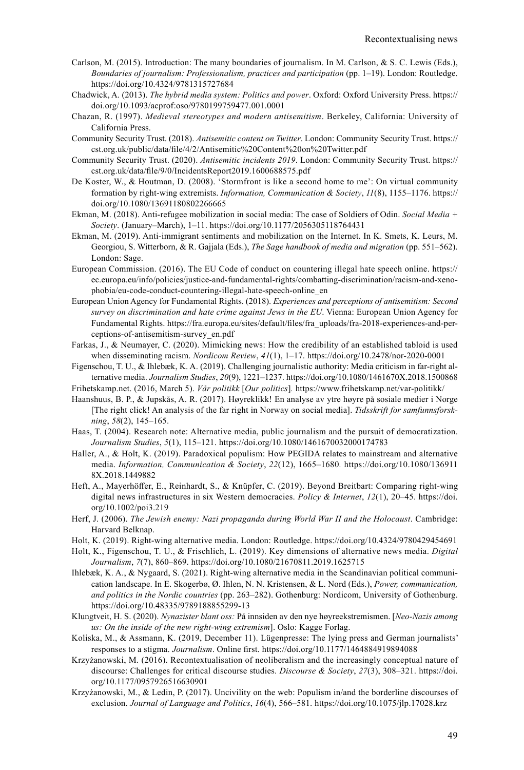Carlson, M. (2015). Introduction: The many boundaries of journalism. In M. Carlson, & S. C. Lewis (Eds.), *Boundaries of journalism: Professionalism, practices and participation* (pp. 1–19). London: Routledge. https://doi.org/10.4324/9781315727684

Chadwick, A. (2013). *The hybrid media system: Politics and power*. Oxford: Oxford University Press. https://doi.org/10.1093/acprof:oso/9780199759477.001.0001

Chazan, R. (1997). *Medieval stereotypes and modern antisemitism*. Berkeley, California: University of California Press.

Community Security Trust. (2018). *Antisemitic content on Twitter*. London: Community Security Trust. https://cst.org.uk/public/data/file/4/2/Antisemitic%20Content%20on%20Twitter.pdf

Community Security Trust. (2020). *Antisemitic incidents 2019*. London: Community Security Trust. https://cst.org.uk/data/file/9/0/IncidentsReport2019.1600688575.pdf

De Koster, W., & Houtman, D. (2008). 'Stormfront is like a second home to me': On virtual community formation by right-wing extremists. *Information, Communication & Society*, *11*(8), 1155–1176. https://doi.org/10.1080/13691180802266665

Ekman, M. (2018). Anti-refugee mobilization in social media: The case of Soldiers of Odin. *Social Media + Society*. (January–March), 1–11. https://doi.org/10.1177/2056305118764431

Ekman, M. (2019). Anti-immigrant sentiments and mobilization on the Internet. In K. Smets, K. Leurs, M. Georgiou, S. Witterborn, & R. Gajjala (Eds.), *The Sage handbook of media and migration* (pp. 551–562). London: Sage.

European Commission. (2016). The EU Code of conduct on countering illegal hate speech online. https://ec.europa.eu/info/policies/justice-and-fundamental-rights/combatting-discrimination/racism-and-xenophobia/eu-code-conduct-countering-illegal-hate-speech-online_en

European Union Agency for Fundamental Rights. (2018). *Experiences and perceptions of antisemitism: Second survey on discrimination and hate crime against Jews in the EU*. Vienna: European Union Agency for Fundamental Rights. https://fra.europa.eu/sites/default/files/fra_uploads/fra-2018-experiences-and-perceptions-of-antisemitism-survey_en.pdf

Farkas, J., & Neumayer, C. (2020). Mimicking news: How the credibility of an established tabloid is used when disseminating racism. *Nordicom Review*, *41*(1), 1–17. https://doi.org/10.2478/nor-2020-0001

Figenschou, T. U., & Ihlebæk, K. A. (2019). Challenging journalistic authority: Media criticism in far-right alternative media. *Journalism Studies*, *20*(9), 1221–1237. https://doi.org/10.1080/1461670X.2018.1500868

Frihetskamp.net. (2016, March 5). *Vår politikk* [*Our politics*]*.* https://www.frihetskamp.net/var-politikk/

Haanshuus, B. P., & Jupskås, A. R. (2017). Høyreklikk! En analyse av ytre høyre på sosiale medier i Norge [The right click! An analysis of the far right in Norway on social media]. *Tidsskrift for samfunnsforskning*, *58*(2), 145–165.

Haas, T. (2004). Research note: Alternative media, public journalism and the pursuit of democratization. *Journalism Studies*, *5*(1), 115–121. https://doi.org/10.1080/1461670032000174783

Haller, A., & Holt, K. (2019). Paradoxical populism: How PEGIDA relates to mainstream and alternative media. *Information, Communication & Society*, *22*(12), 1665–1680*.* https://doi.org/10.1080/1369118X.2018.1449882

Heft, A., Mayerhöffer, E., Reinhardt, S., & Knüpfer, C. (2019). Beyond Breitbart: Comparing right-wing digital news infrastructures in six Western democracies. *Policy & Internet*, *12*(1), 20–45. https://doi.org/10.1002/poi3.219

Herf, J. (2006). *The Jewish enemy: Nazi propaganda during World War II and the Holocaust*. Cambridge: Harvard Belknap.

Holt, K. (2019). Right-wing alternative media. London: Routledge. https://doi.org/10.4324/9780429454691

Holt, K., Figenschou, T. U., & Frischlich, L. (2019). Key dimensions of alternative news media. *Digital Journalism*, *7*(7), 860–869. https://doi.org/10.1080/21670811.2019.1625715

Ihlebæk, K. A., & Nygaard, S. (2021). Right-wing alternative media in the Scandinavian political communication landscape. In E. Skogerbø, Ø. Ihlen, N. N. Kristensen, & L. Nord (Eds.), *Power, communication, and politics in the Nordic countries* (pp. 263–282). Gothenburg: Nordicom, University of Gothenburg. https://doi.org/10.48335/9789188855299-13

Klungtveit, H. S. (2020). *Nynazister blant oss:* På innsiden av den nye høyreekstremismen. [*Neo-Nazis among us: On the inside of the new right-wing extremism*]. Oslo: Kagge Forlag.

Koliska, M., & Assmann, K. (2019, December 11). Lügenpresse: The lying press and German journalists' responses to a stigma. *Journalism*. Online first. https://doi.org/10.1177/1464884919894088

Krzyżanowski, M. (2016). Recontextualisation of neoliberalism and the increasingly conceptual nature of discourse: Challenges for critical discourse studies. *Discourse & Society*, *27*(3), 308–321. https://doi.org/10.1177/0957926516630901

Krzyżanowski, M., & Ledin, P. (2017). Uncivility on the web: Populism in/and the borderline discourses of exclusion. *Journal of Language and Politics*, *16*(4), 566–581. https://doi.org/10.1075/jlp.17028.krz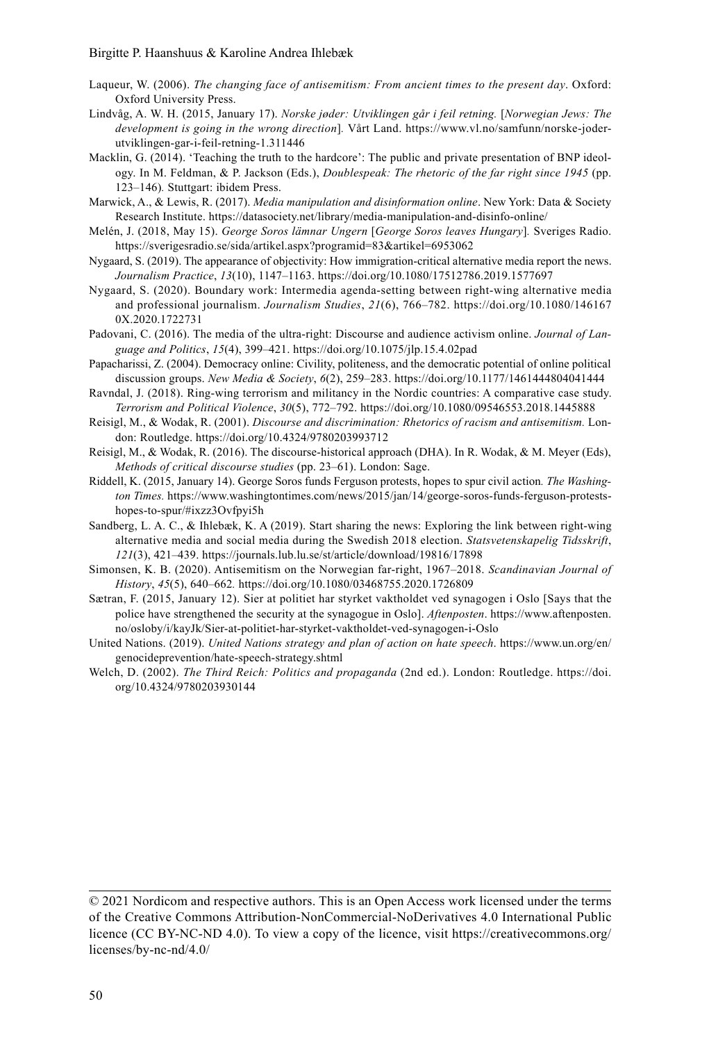Laqueur, W. (2006). *The changing face of antisemitism: From ancient times to the present day*. Oxford: Oxford University Press.

Lindvåg, A. W. H. (2015, January 17). *Norske jøder: Utviklingen går i feil retning.* [*Norwegian Jews: The development is going in the wrong direction*]. Vårt Land. https://www.vl.no/samfunn/norske-joder-utviklingen-gar-i-feil-retning-1.311446

Macklin, G. (2014). 'Teaching the truth to the hardcore': The public and private presentation of BNP ideology. In M. Feldman, & P. Jackson (Eds.), *Doublespeak: The rhetoric of the far right since 1945* (pp. 123–146)*.* Stuttgart: ibidem Press.

Marwick, A., & Lewis, R. (2017). *Media manipulation and disinformation online*. New York: Data & Society Research Institute. https://datasociety.net/library/media-manipulation-and-disinfo-online/

Melén, J. (2018, May 15). *George Soros lämnar Ungern* [*George Soros leaves Hungary*]*.* Sveriges Radio. https://sverigesradio.se/sida/artikel.aspx?programid=83&artikel=6953062

Nygaard, S. (2019). The appearance of objectivity: How immigration-critical alternative media report the news. *Journalism Practice*, *13*(10), 1147–1163. https://doi.org/10.1080/17512786.2019.1577697

Nygaard, S. (2020). Boundary work: Intermedia agenda-setting between right-wing alternative media and professional journalism. *Journalism Studies*, *21*(6), 766–782. https://doi.org/10.1080/1461670X.2020.1722731

Padovani, C. (2016). The media of the ultra-right: Discourse and audience activism online. *Journal of Language and Politics*, *15*(4), 399–421. https://doi.org/10.1075/jlp.15.4.02pad

Papacharissi, Z. (2004). Democracy online: Civility, politeness, and the democratic potential of online political discussion groups. *New Media & Society*, *6*(2), 259–283. https://doi.org/10.1177/1461444804041444

Ravndal, J. (2018). Ring-wing terrorism and militancy in the Nordic countries: A comparative case study. *Terrorism and Political Violence*, *30*(5), 772–792. https://doi.org/10.1080/09546553.2018.1445888

Reisigl, M., & Wodak, R. (2001). *Discourse and discrimination: Rhetorics of racism and antisemitism.* London: Routledge. https://doi.org/10.4324/9780203993712

Reisigl, M., & Wodak, R. (2016). The discourse-historical approach (DHA). In R. Wodak, & M. Meyer (Eds), *Methods of critical discourse studies* (pp. 23–61). London: Sage.

Riddell, K. (2015, January 14). George Soros funds Ferguson protests, hopes to spur civil action*. The Washington Times.* https://www.washingtontimes.com/news/2015/jan/14/george-soros-funds-ferguson-protests-hopes-to-spur/#ixzz3Ovfpyi5h

Sandberg, L. A. C., & Ihlebæk, K. A (2019). Start sharing the news: Exploring the link between right-wing alternative media and social media during the Swedish 2018 election. *Statsvetenskapelig Tidsskrift*, *121*(3), 421–439. https://journals.lub.lu.se/st/article/download/19816/17898

Simonsen, K. B. (2020). Antisemitism on the Norwegian far-right, 1967–2018. *Scandinavian Journal of History*, *45*(5), 640–662*.* https://doi.org/10.1080/03468755.2020.1726809

Sætran, F. (2015, January 12). Sier at politiet har styrket vaktholdet ved synagogen i Oslo [Says that the police have strengthened the security at the synagogue in Oslo]. *Aftenposten*. https://www.aftenposten.no/osloby/i/kayJk/Sier-at-politiet-har-styrket-vaktholdet-ved-synagogen-i-Oslo

United Nations. (2019). *United Nations strategy and plan of action on hate speech*. https://www.un.org/en/genocideprevention/hate-speech-strategy.shtml

Welch, D. (2002). *The Third Reich: Politics and propaganda* (2nd ed.). London: Routledge. https://doi.org/10.4324/9780203930144

---

© 2021 Nordicom and respective authors. This is an Open Access work licensed under the terms of the Creative Commons Attribution-NonCommercial-NoDerivatives 4.0 International Public licence (CC BY-NC-ND 4.0). To view a copy of the licence, visit https://creativecommons.org/licenses/by-nc-nd/4.0/